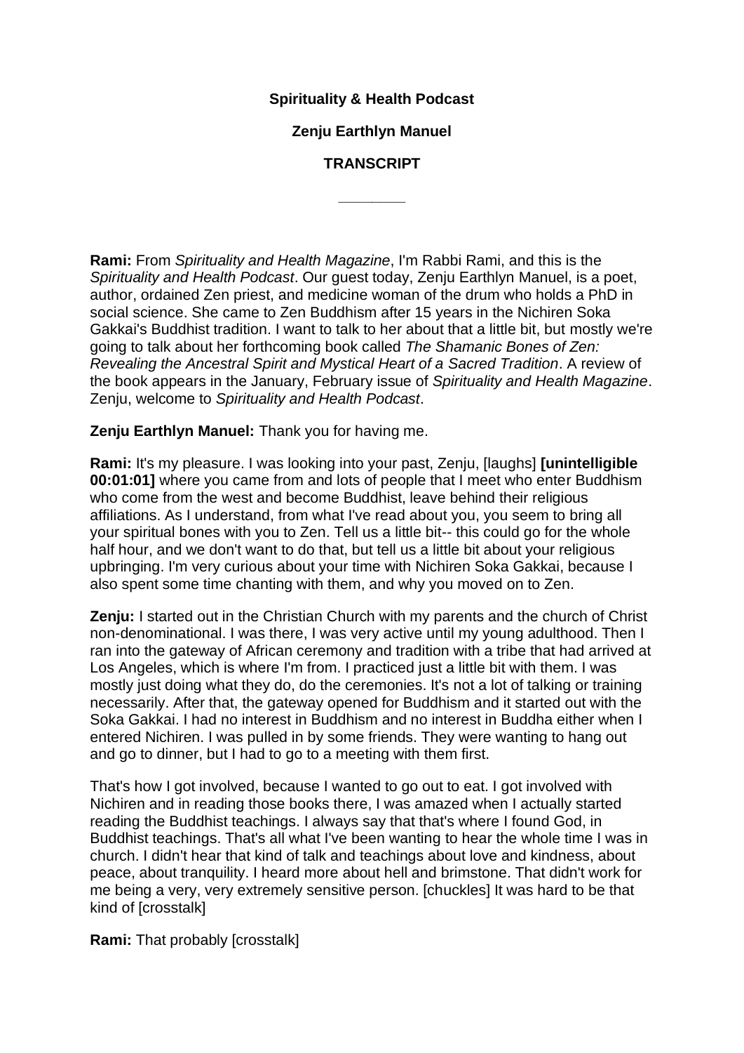**Spirituality & Health Podcast**

**Zenju Earthlyn Manuel**

**TRANSCRIPT**

---

**Rami:** From *Spirituality and Health Magazine*, I'm Rabbi Rami, and this is the *Spirituality and Health Podcast*. Our guest today, Zenju Earthlyn Manuel, is a poet, author, ordained Zen priest, and medicine woman of the drum who holds a PhD in social science. She came to Zen Buddhism after 15 years in the Nichiren Soka Gakkai's Buddhist tradition. I want to talk to her about that a little bit, but mostly we're going to talk about her forthcoming book called *The Shamanic Bones of Zen: Revealing the Ancestral Spirit and Mystical Heart of a Sacred Tradition*. A review of the book appears in the January, February issue of *Spirituality and Health Magazine*. Zenju, welcome to *Spirituality and Health Podcast*.

**Zenju Earthlyn Manuel:** Thank you for having me.

**Rami:** It's my pleasure. I was looking into your past, Zenju, [laughs] **[unintelligible 00:01:01]** where you came from and lots of people that I meet who enter Buddhism who come from the west and become Buddhist, leave behind their religious affiliations. As I understand, from what I've read about you, you seem to bring all your spiritual bones with you to Zen. Tell us a little bit-- this could go for the whole half hour, and we don't want to do that, but tell us a little bit about your religious upbringing. I'm very curious about your time with Nichiren Soka Gakkai, because I also spent some time chanting with them, and why you moved on to Zen.

**Zenju:** I started out in the Christian Church with my parents and the church of Christ non-denominational. I was there, I was very active until my young adulthood. Then I ran into the gateway of African ceremony and tradition with a tribe that had arrived at Los Angeles, which is where I'm from. I practiced just a little bit with them. I was mostly just doing what they do, do the ceremonies. It's not a lot of talking or training necessarily. After that, the gateway opened for Buddhism and it started out with the Soka Gakkai. I had no interest in Buddhism and no interest in Buddha either when I entered Nichiren. I was pulled in by some friends. They were wanting to hang out and go to dinner, but I had to go to a meeting with them first.

That's how I got involved, because I wanted to go out to eat. I got involved with Nichiren and in reading those books there, I was amazed when I actually started reading the Buddhist teachings. I always say that that's where I found God, in Buddhist teachings. That's all what I've been wanting to hear the whole time I was in church. I didn't hear that kind of talk and teachings about love and kindness, about peace, about tranquility. I heard more about hell and brimstone. That didn't work for me being a very, very extremely sensitive person. [chuckles] It was hard to be that kind of [crosstalk]

**Rami:** That probably [crosstalk]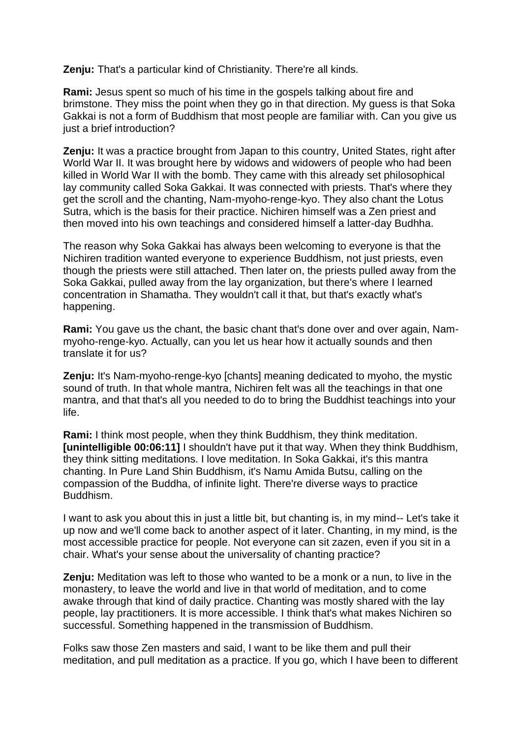**Zenju:** That's a particular kind of Christianity. There're all kinds.

**Rami:** Jesus spent so much of his time in the gospels talking about fire and brimstone. They miss the point when they go in that direction. My guess is that Soka Gakkai is not a form of Buddhism that most people are familiar with. Can you give us just a brief introduction?

**Zenju:** It was a practice brought from Japan to this country, United States, right after World War II. It was brought here by widows and widowers of people who had been killed in World War II with the bomb. They came with this already set philosophical lay community called Soka Gakkai. It was connected with priests. That's where they get the scroll and the chanting, Nam-myoho-renge-kyo. They also chant the Lotus Sutra, which is the basis for their practice. Nichiren himself was a Zen priest and then moved into his own teachings and considered himself a latter-day Budhha.

The reason why Soka Gakkai has always been welcoming to everyone is that the Nichiren tradition wanted everyone to experience Buddhism, not just priests, even though the priests were still attached. Then later on, the priests pulled away from the Soka Gakkai, pulled away from the lay organization, but there's where I learned concentration in Shamatha. They wouldn't call it that, but that's exactly what's happening.

**Rami:** You gave us the chant, the basic chant that's done over and over again, Nam-myoho-renge-kyo. Actually, can you let us hear how actually sounds and then translate it for us?

**Zenju:** It's Nam-myoho-renge-kyo [chants] meaning dedicated to myoho, the mystic sound of truth. In that whole mantra, Nichiren felt was all the teachings in that one mantra, and that that's all you needed to do to bring the Buddhist teachings into your life.

**Rami:** I think most people, when they think Buddhism, they think meditation. **[unintelligible 00:06:11]** I shouldn't have put it that way. When they think Buddhism, they think sitting meditations. I love meditation. In Soka Gakkai, it's this mantra chanting. In Pure Land Shin Buddhism, it's Namu Amida Butsu, calling on the compassion of the Buddha, of infinite light. There're diverse ways to practice Buddhism.

I want to ask you about this in just a little bit, but chanting is, in my mind-- Let's take it up now and we'll come back to another aspect of it later. Chanting, in my mind, is the most accessible practice for people. Not everyone can sit zazen, even if you sit in a chair. What's your sense about the universality of chanting practice?

**Zenju:** Meditation was left to those who wanted to be a monk or a nun, to live in the monastery, to leave the world and live in that world of meditation, and to come awake through that kind of daily practice. Chanting was mostly shared with the lay people, lay practitioners. It is more accessible. I think that's what makes Nichiren so successful. Something happened in the transmission of Buddhism.

Folks saw those Zen masters and said, I want to be like them and pull their meditation, and pull meditation as a practice. If you go, which I have been to different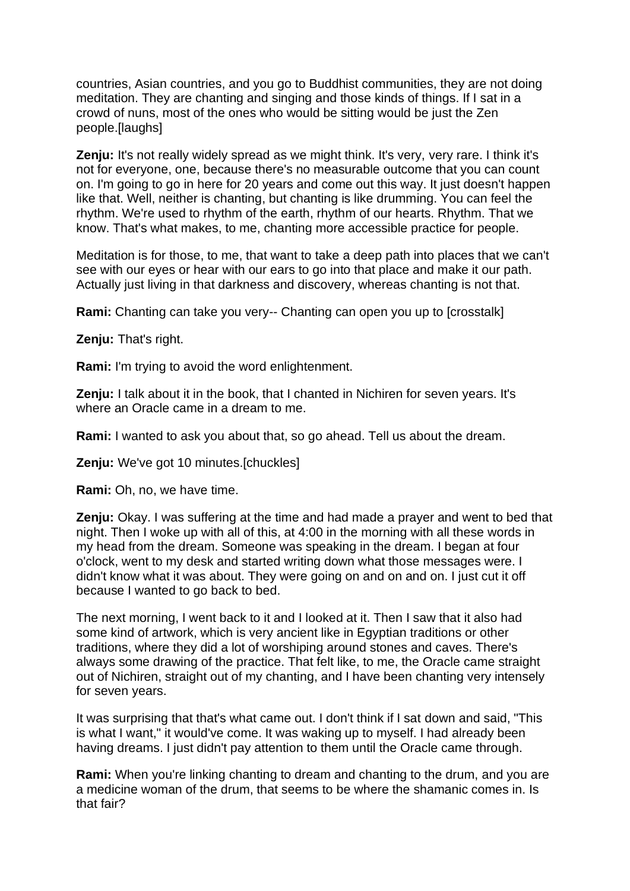countries, Asian countries, and you go to Buddhist communities, they are not doing meditation. They are chanting and singing and those kinds of things. If I sat in a crowd of nuns, most of the ones who would be sitting would be just the Zen people.[laughs]

**Zenju:** It's not really widely spread as we might think. It's very, very rare. I think it's not for everyone, one, because there's no measurable outcome that you can count on. I'm going to go in here for 20 years and come out this way. It just doesn't happen like that. Well, neither is chanting, but chanting is like drumming. You can feel the rhythm. We're used to rhythm of the earth, rhythm of our hearts. Rhythm. That we know. That's what makes, to me, chanting more accessible practice for people.

Meditation is for those, to me, that want to take a deep path into places that we can't see with our eyes or hear with our ears to go into that place and make it our path. Actually just living in that darkness and discovery, whereas chanting is not that.

**Rami:** Chanting can take you very-- Chanting can open you up to [crosstalk]

**Zenju:** That's right.

**Rami:** I'm trying to avoid the word enlightenment.

**Zenju:** I talk about it in the book, that I chanted in Nichiren for seven years. It's where an Oracle came in a dream to me.

**Rami:** I wanted to ask you about that, so go ahead. Tell us about the dream.

**Zenju:** We've got 10 minutes.[chuckles]

**Rami:** Oh, no, we have time.

**Zenju:** Okay. I was suffering at the time and had made a prayer and went to bed that night. Then I woke up with all of this, at 4:00 in the morning with all these words in my head from the dream. Someone was speaking in the dream. I began at four o'clock, went to my desk and started writing down what those messages were. I didn't know what it was about. They were going on and on and on. I just cut it off because I wanted to go back to bed.

The next morning, I went back to it and I looked at it. Then I saw that it also had some kind of artwork, which is very ancient like in Egyptian traditions or other traditions, where they did a lot of worshiping around stones and caves. There's always some drawing of the practice. That felt like, to me, the Oracle came straight out of Nichiren, straight out of my chanting, and I have been chanting very intensely for seven years.

It was surprising that that's what came out. I don't think if I sat down and said, "This is what I want," it would've come. It was waking up to myself. I had already been having dreams. I just didn't pay attention to them until the Oracle came through.

**Rami:** When you're linking chanting to dream and chanting to the drum, and you are a medicine woman of the drum, that seems to be where the shamanic comes in. Is that fair?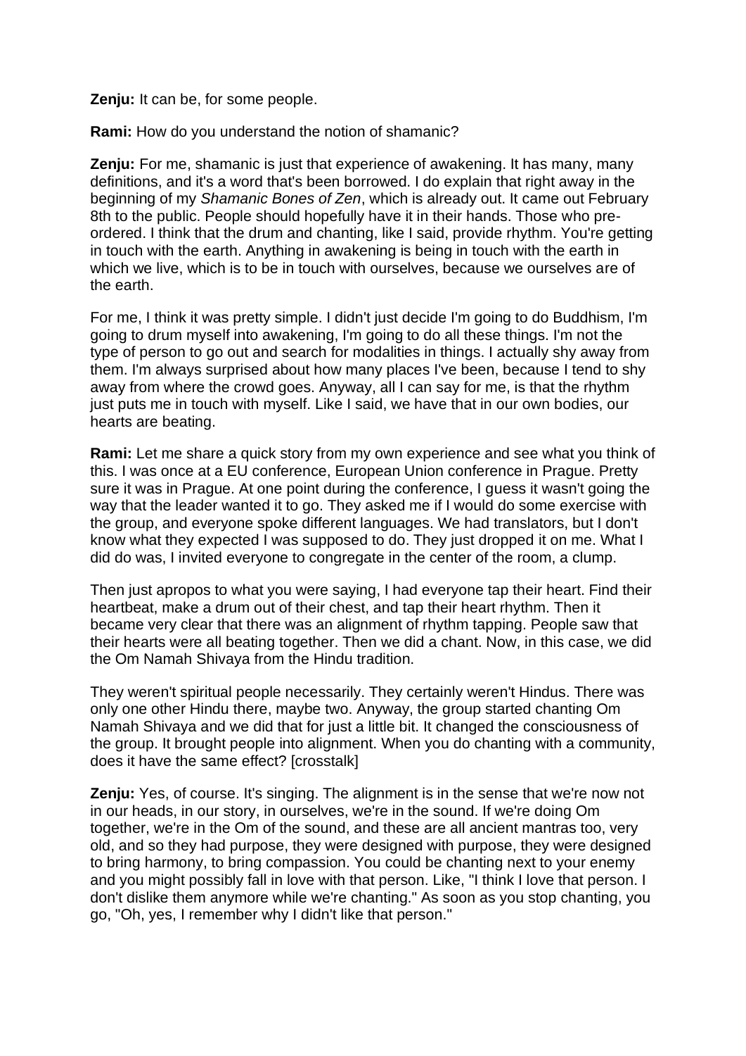**Zenju:** It can be, for some people.

**Rami:** How do you understand the notion of shamanic?

**Zenju:** For me, shamanic is just that experience of awakening. It has many, many definitions, and it's a word that's been borrowed. I do explain that right away in the beginning of my *Shamanic Bones of Zen*, which is already out. It came out February 8th to the public. People should hopefully have it in their hands. Those who pre-ordered. I think that the drum and chanting, like I said, provide rhythm. You're getting in touch with the earth. Anything in awakening is being in touch with the earth in which we live, which is to be in touch with ourselves, because we ourselves are of the earth.

For me, I think it was pretty simple. I didn't just decide I'm going to do Buddhism, I'm going to drum myself into awakening, I'm going to do all these things. I'm not the type of person to go out and search for modalities in things. I actually shy away from them. I'm always surprised about how many places I've been, because I tend to shy away from where the crowd goes. Anyway, all I can say for me, is that the rhythm just puts me in touch with myself. Like I said, we have that in our own bodies, our hearts are beating.

**Rami:** Let me share a quick story from my own experience and see what you think of this. I was once at a EU conference, European Union conference in Prague. Pretty sure it was in Prague. At one point during the conference, I guess it wasn't going the way that the leader wanted it to go. They asked me if I would do some exercise with the group, and everyone spoke different languages. We had translators, but I don't know what they expected I was supposed to do. They just dropped it on me. What I did do was, I invited everyone to congregate in the center of the room, a clump.

Then just apropos to what you were saying, I had everyone tap their heart. Find their heartbeat, make a drum out of their chest, and tap their heart rhythm. Then it became very clear that there was an alignment of rhythm tapping. People saw that their hearts were all beating together. Then we did a chant. Now, in this case, we did the Om Namah Shivaya from the Hindu tradition.

They weren't spiritual people necessarily. They certainly weren't Hindus. There was only one other Hindu there, maybe two. Anyway, the group started chanting Om Namah Shivaya and we did that for just a little bit. It changed the consciousness of the group. It brought people into alignment. When you do chanting with a community, does it have the same effect? [crosstalk]

**Zenju:** Yes, of course. It's singing. The alignment is in the sense that we're now not in our heads, in our story, in ourselves, we're in the sound. If we're doing Om together, we're in the Om of the sound, and these are all ancient mantras too, very old, and so they had purpose, they were designed with purpose, they were designed to bring harmony, to bring compassion. You could be chanting next to your enemy and you might possibly fall in love with that person. Like, "I think I love that person. I don't dislike them anymore while we're chanting." As soon as you stop chanting, you go, "Oh, yes, I remember why I didn't like that person."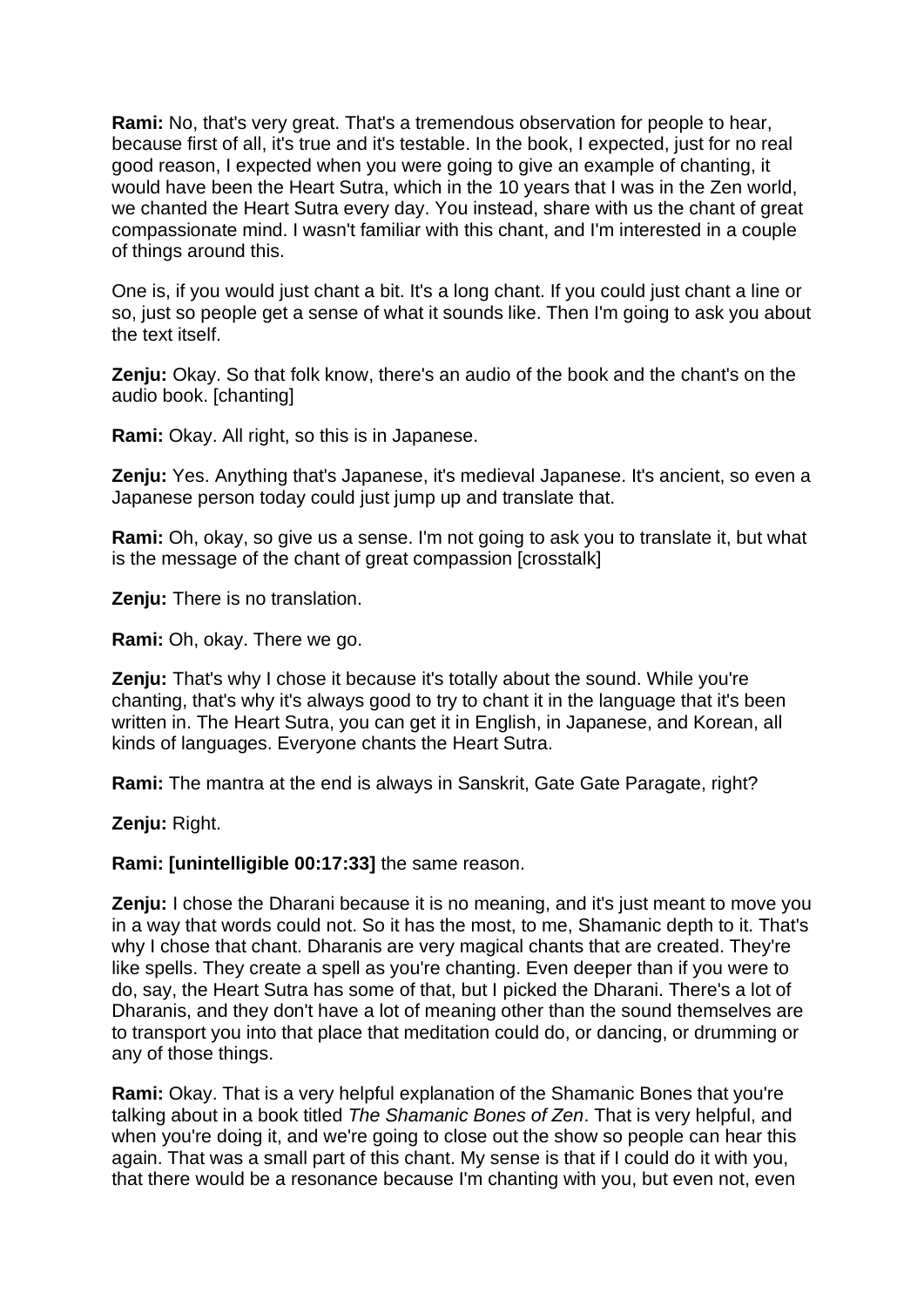**Rami:** No, that's very great. That's a tremendous observation for people to hear, because first of all, it's true and it's testable. In the book, I expected, just for no real good reason, I expected when you were going to give an example of chanting, it would have been the Heart Sutra, which in the 10 years that I was in the Zen world, we chanted the Heart Sutra every day. You instead, share with us the chant of great compassionate mind. I wasn't familiar with this chant, and I'm interested in a couple of things around this.

One is, if you would just chant a bit. It's a long chant. If you could just chant a line or so, just so people get a sense of what it sounds like. Then I'm going to ask you about the text itself.

**Zenju:** Okay. So that folk know, there's an audio of the book and the chant's on the audio book. [chanting]

**Rami:** Okay. All right, so this is in Japanese.

**Zenju:** Yes. Anything that's Japanese, it's medieval Japanese. It's ancient, so even a Japanese person today could just jump up and translate that.

**Rami:** Oh, okay, so give us a sense. I'm not going to ask you to translate it, but what is the message of the chant of great compassion [crosstalk]

**Zenju:** There is no translation.

**Rami:** Oh, okay. There we go.

**Zenju:** That's why I chose it because it's totally about the sound. While you're chanting, that's why it's always good to try to chant it in the language that it's been written in. The Heart Sutra, you can get it in English, in Japanese, and Korean, all kinds of languages. Everyone chants the Heart Sutra.

**Rami:** The mantra at the end is always in Sanskrit, Gate Gate Paragate, right?

**Zenju:** Right.

**Rami: [unintelligible 00:17:33]** the same reason.

**Zenju:** I chose the Dharani because it is no meaning, and it's just meant to move you in a way that words could not. So it has the most, to me, Shamanic depth to it. That's why I chose that chant. Dharanis are very magical chants that are created. They're like spells. They create a spell as you're chanting. Even deeper than if you were to do, say, the Heart Sutra has some of that, but I picked the Dharani. There's a lot of Dharanis, and they don't have a lot of meaning other than the sound themselves are to transport you into that place that meditation could do, or dancing, or drumming or any of those things.

**Rami:** Okay. That is a very helpful explanation of the Shamanic Bones that you're talking about in a book titled *The Shamanic Bones of Zen*. That is very helpful, and when you're doing it, and we're going to close out the show so people can hear this again. That was a small part of this chant. My sense is that if I could do it with you, that there would be a resonance because I'm chanting with you, but even not, even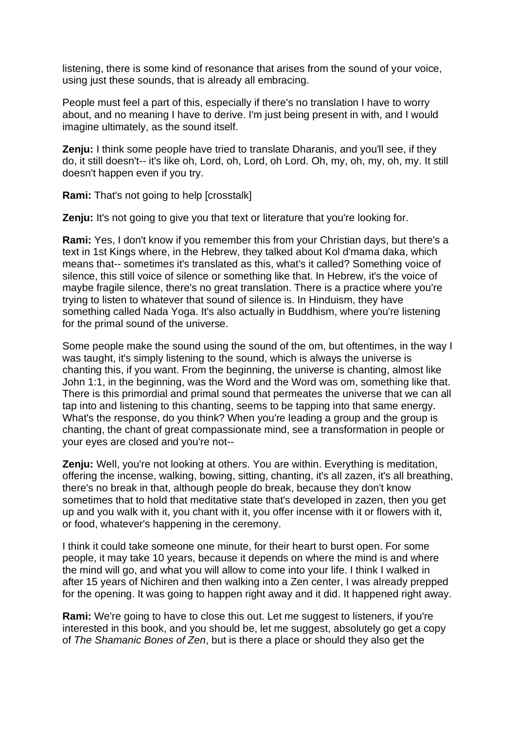listening, there is some kind of resonance that arises from the sound of your voice, using just these sounds, that is already all embracing.

People must feel a part of this, especially if there's no translation I have to worry about, and no meaning I have to derive. I'm just being present in with, and I would imagine ultimately, as the sound itself.

**Zenju:** I think some people have tried to translate Dharanis, and you'll see, if they do, it still doesn't-- it's like oh, Lord, oh, Lord, oh Lord. Oh, my, oh, my, oh, my. It still doesn't happen even if you try.

**Rami:** That's not going to help [crosstalk]

**Zenju:** It's not going to give you that text or literature that you're looking for.

**Rami:** Yes, I don't know if you remember this from your Christian days, but there's a text in 1st Kings where, in the Hebrew, they talked about Kol d'mama daka, which means that-- sometimes it's translated as this, what's it called? Something voice of silence, this still voice of silence or something like that. In Hebrew, it's the voice of maybe fragile silence, there's no great translation. There is a practice where you're trying to listen to whatever that sound of silence is. In Hinduism, they have something called Nada Yoga. It's also actually in Buddhism, where you're listening for the primal sound of the universe.

Some people make the sound using the sound of the om, but oftentimes, in the way I was taught, it's simply listening to the sound, which is always the universe is chanting this, if you want. From the beginning, the universe is chanting, almost like John 1:1, in the beginning, was the Word and the Word was om, something like that. There is this primordial and primal sound that permeates the universe that we can all tap into and listening to this chanting, seems to be tapping into that same energy. What's the response, do you think? When you're leading a group and the group is chanting, the chant of great compassionate mind, see a transformation in people or your eyes are closed and you're not--

**Zenju:** Well, you're not looking at others. You are within. Everything is meditation, offering the incense, walking, bowing, sitting, chanting, it's all zazen, it's all breathing, there's no break in that, although people do break, because they don't know sometimes that to hold that meditative state that's developed in zazen, then you get up and you walk with it, you chant with it, you offer incense with it or flowers with it, or food, whatever's happening in the ceremony.

I think it could take someone one minute, for their heart to burst open. For some people, it may take 10 years, because it depends on where the mind is and where the mind will go, and what you will allow to come into your life. I think I walked in after 15 years of Nichiren and then walking into a Zen center, I was already prepped for the opening. It was going to happen right away and it did. It happened right away.

**Rami:** We're going to have to close this out. Let me suggest to listeners, if you're interested in this book, and you should be, let me suggest, absolutely go get a copy of *The Shamanic Bones of Zen*, but is there a place or should they also get the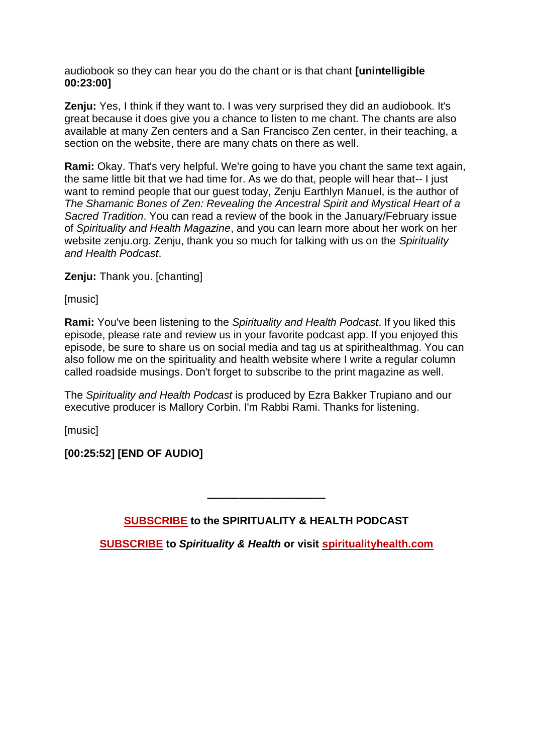audiobook so they can hear you do the chant or is that chant **[unintelligible 00:23:00]**

**Zenju:** Yes, I think if they want to. I was very surprised they did an audiobook. It's great because it does give you a chance to listen to me chant. The chants are also available at many Zen centers and a San Francisco Zen center, in their teaching, a section on the website, there are many chats on there as well.

**Rami:** Okay. That's very helpful. We're going to have you chant the same text again, the same little bit that we had time for. As we do that, people will hear that-- I just want to remind people that our guest today, Zenju Earthlyn Manuel, is the author of *The Shamanic Bones of Zen: Revealing the Ancestral Spirit and Mystical Heart of a Sacred Tradition*. You can read a review of the book in the January/February issue of *Spirituality and Health Magazine*, and you can learn more about her work on her website zenju.org. Zenju, thank you so much for talking with us on the *Spirituality and Health Podcast*.

**Zenju:** Thank you. [chanting]

[music]

**Rami:** You've been listening to the *Spirituality and Health Podcast*. If you liked this episode, please rate and review us in your favorite podcast app. If you enjoyed this episode, be sure to share us on social media and tag us at spirithealthmag. You can also follow me on the spirituality and health website where I write a regular column called roadside musings. Don't forget to subscribe to the print magazine as well.

The *Spirituality and Health Podcast* is produced by Ezra Bakker Trupiano and our executive producer is Mallory Corbin. I'm Rabbi Rami. Thanks for listening.

[music]

**[00:25:52] [END OF AUDIO]**

---

**SUBSCRIBE to the SPIRITUALITY & HEALTH PODCAST**

**SUBSCRIBE to *Spirituality & Health* or visit spiritualityhealth.com**